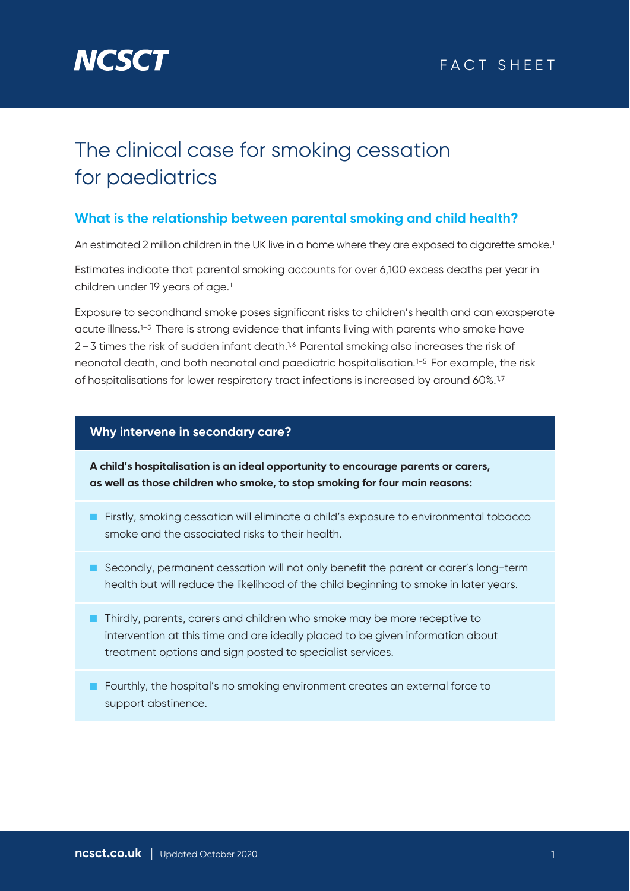NCSCT

FACT SHEET

# The clinical case for smoking cessation for paediatrics

## What is the relationship between parental smoking and child health?

An estimated 2 million children in the UK live in a home where they are exposed to cigarette smoke.[1]

Estimates indicate that parental smoking accounts for over 6,100 excess deaths per year in children under 19 years of age.[1]

Exposure to secondhand smoke poses significant risks to children's health and can exasperate acute illness.[1–5] There is strong evidence that infants living with parents who smoke have 2–3 times the risk of sudden infant death.[1,6] Parental smoking also increases the risk of neonatal death, and both neonatal and paediatric hospitalisation.[1–5] For example, the risk of hospitalisations for lower respiratory tract infections is increased by around 60%.[1,7]

### Why intervene in secondary care?

**A child's hospitalisation is an ideal opportunity to encourage parents or carers, as well as those children who smoke, to stop smoking for four main reasons:**

- Firstly, smoking cessation will eliminate a child's exposure to environmental tobacco smoke and the associated risks to their health.
- Secondly, permanent cessation will not only benefit the parent or carer's long-term health but will reduce the likelihood of the child beginning to smoke in later years.
- Thirdly, parents, carers and children who smoke may be more receptive to intervention at this time and are ideally placed to be given information about treatment options and sign posted to specialist services.
- Fourthly, the hospital's no smoking environment creates an external force to support abstinence.

ncsct.co.uk | Updated October 2020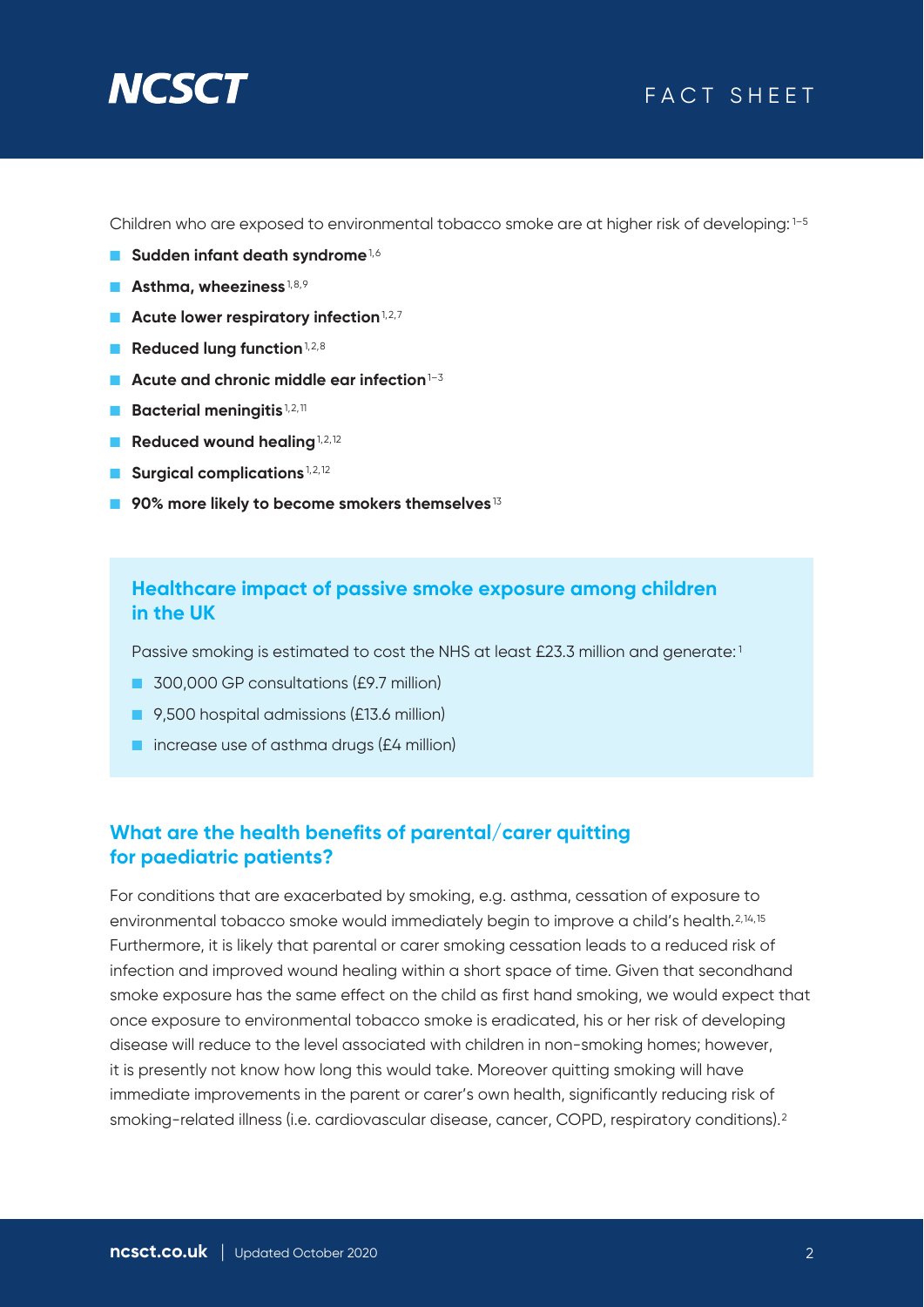Children who are exposed to environmental tobacco smoke are at higher risk of developing:[1–5]

- **Sudden infant death syndrome**[1,6]
- **Asthma, wheeziness**[1,8,9]
- **Acute lower respiratory infection**[1,2,7]
- **Reduced lung function**[1,2,8]
- **Acute and chronic middle ear infection**[1–3]
- **Bacterial meningitis**[1,2,11]
- **Reduced wound healing**[1,2,12]
- **Surgical complications**[1,2,12]
- **90% more likely to become smokers themselves**[13]

## Healthcare impact of passive smoke exposure among children in the UK

Passive smoking is estimated to cost the NHS at least £23.3 million and generate:[1]

- 300,000 GP consultations (£9.7 million)
- 9,500 hospital admissions (£13.6 million)
- increase use of asthma drugs (£4 million)

## What are the health benefits of parental/carer quitting for paediatric patients?

For conditions that are exacerbated by smoking, e.g. asthma, cessation of exposure to environmental tobacco smoke would immediately begin to improve a child's health.[2,14,15] Furthermore, it is likely that parental or carer smoking cessation leads to a reduced risk of infection and improved wound healing within a short space of time. Given that secondhand smoke exposure has the same effect on the child as first hand smoking, we would expect that once exposure to environmental tobacco smoke is eradicated, his or her risk of developing disease will reduce to the level associated with children in non-smoking homes; however, it is presently not know how long this would take. Moreover quitting smoking will have immediate improvements in the parent or carer's own health, significantly reducing risk of smoking-related illness (i.e. cardiovascular disease, cancer, COPD, respiratory conditions).[2]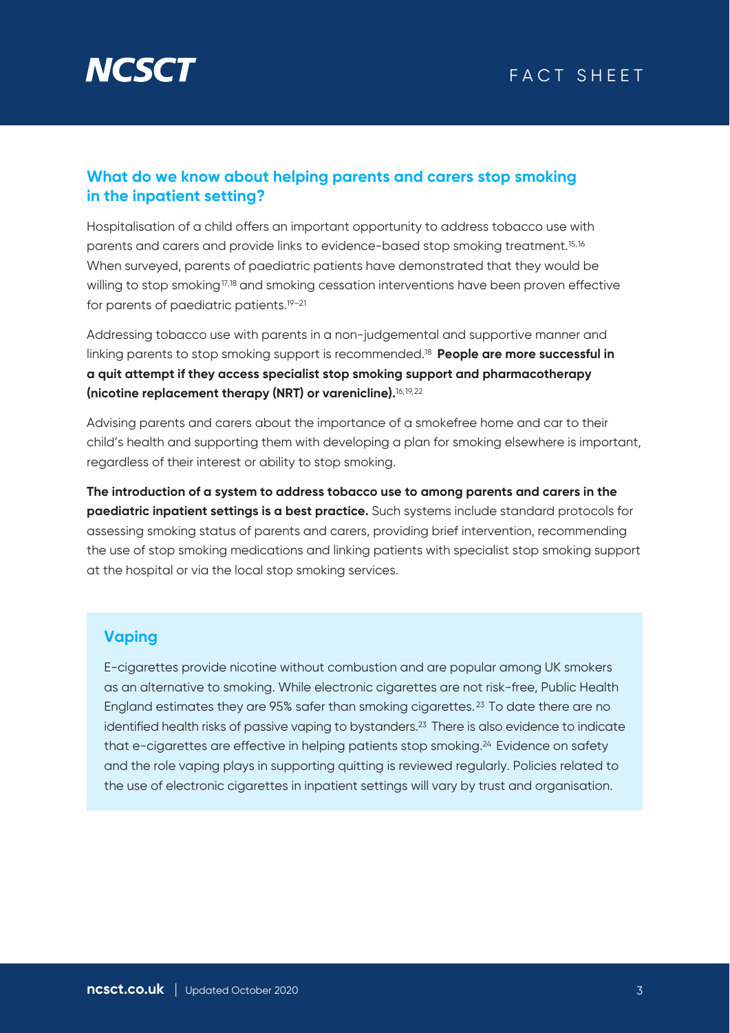## What do we know about helping parents and carers stop smoking in the inpatient setting?

Hospitalisation of a child offers an important opportunity to address tobacco use with parents and carers and provide links to evidence-based stop smoking treatment.[15,16] When surveyed, parents of paediatric patients have demonstrated that they would be willing to stop smoking[17,18] and smoking cessation interventions have been proven effective for parents of paediatric patients.[19–21]

Addressing tobacco use with parents in a non-judgemental and supportive manner and linking parents to stop smoking support is recommended.[18] **People are more successful in a quit attempt if they access specialist stop smoking support and pharmacotherapy (nicotine replacement therapy (NRT) or varenicline).**[16,19,22]

Advising parents and carers about the importance of a smokefree home and car to their child's health and supporting them with developing a plan for smoking elsewhere is important, regardless of their interest or ability to stop smoking.

**The introduction of a system to address tobacco use to among parents and carers in the paediatric inpatient settings is a best practice.** Such systems include standard protocols for assessing smoking status of parents and carers, providing brief intervention, recommending the use of stop smoking medications and linking patients with specialist stop smoking support at the hospital or via the local stop smoking services.

### Vaping

E-cigarettes provide nicotine without combustion and are popular among UK smokers as an alternative to smoking. While electronic cigarettes are not risk-free, Public Health England estimates they are 95% safer than smoking cigarettes.[23] To date there are no identified health risks of passive vaping to bystanders.[23] There is also evidence to indicate that e-cigarettes are effective in helping patients stop smoking.[24] Evidence on safety and the role vaping plays in supporting quitting is reviewed regularly. Policies related to the use of electronic cigarettes in inpatient settings will vary by trust and organisation.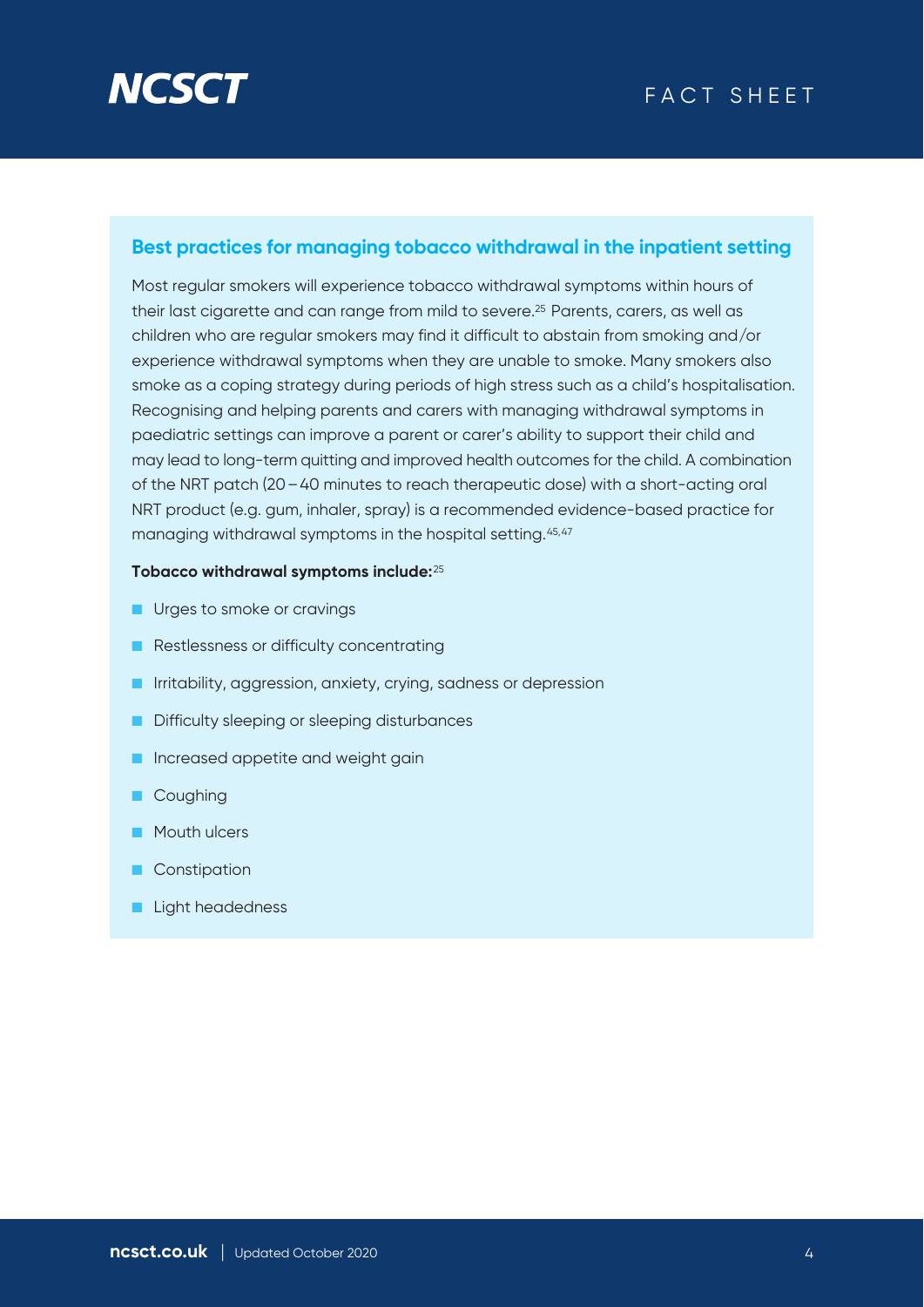## Best practices for managing tobacco withdrawal in the inpatient setting

Most regular smokers will experience tobacco withdrawal symptoms within hours of their last cigarette and can range from mild to severe.[25] Parents, carers, as well as children who are regular smokers may find it difficult to abstain from smoking and/or experience withdrawal symptoms when they are unable to smoke. Many smokers also smoke as a coping strategy during periods of high stress such as a child's hospitalisation. Recognising and helping parents and carers with managing withdrawal symptoms in paediatric settings can improve a parent or carer's ability to support their child and may lead to long-term quitting and improved health outcomes for the child. A combination of the NRT patch (20 – 40 minutes to reach therapeutic dose) with a short-acting oral NRT product (e.g. gum, inhaler, spray) is a recommended evidence-based practice for managing withdrawal symptoms in the hospital setting.[45,47]

**Tobacco withdrawal symptoms include:**[25]

- Urges to smoke or cravings
- Restlessness or difficulty concentrating
- Irritability, aggression, anxiety, crying, sadness or depression
- Difficulty sleeping or sleeping disturbances
- Increased appetite and weight gain
- Coughing
- Mouth ulcers
- Constipation
- Light headedness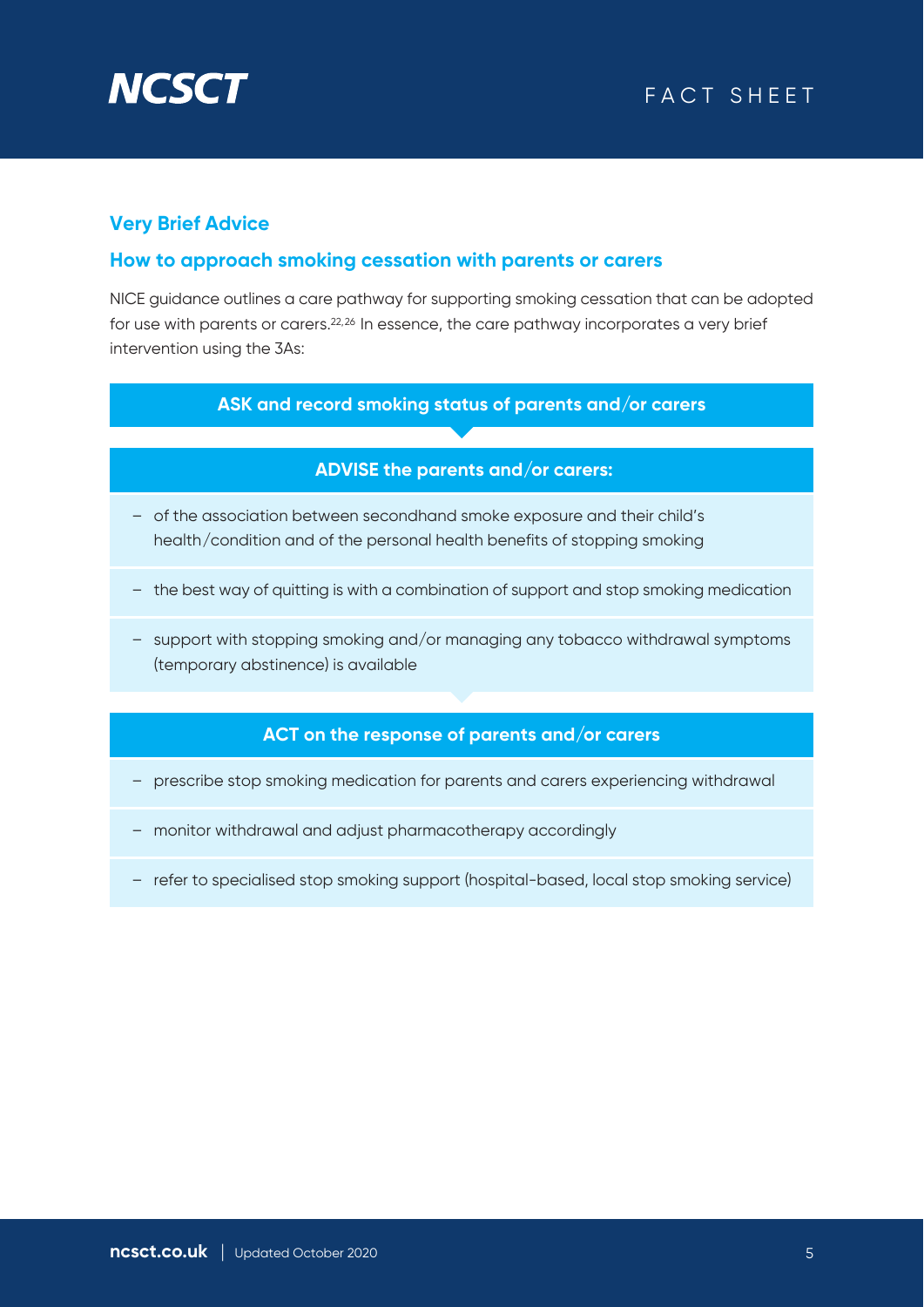## Very Brief Advice

### How to approach smoking cessation with parents or carers

NICE guidance outlines a care pathway for supporting smoking cessation that can be adopted for use with parents or carers.[22,26] In essence, the care pathway incorporates a very brief intervention using the 3As:

**ASK and record smoking status of parents and/or carers**

**ADVISE the parents and/or carers:**

- of the association between secondhand smoke exposure and their child's health/condition and of the personal health benefits of stopping smoking
- the best way of quitting is with a combination of support and stop smoking medication
- support with stopping smoking and/or managing any tobacco withdrawal symptoms (temporary abstinence) is available

**ACT on the response of parents and/or carers**

- prescribe stop smoking medication for parents and carers experiencing withdrawal
- monitor withdrawal and adjust pharmacotherapy accordingly
- refer to specialised stop smoking support (hospital-based, local stop smoking service)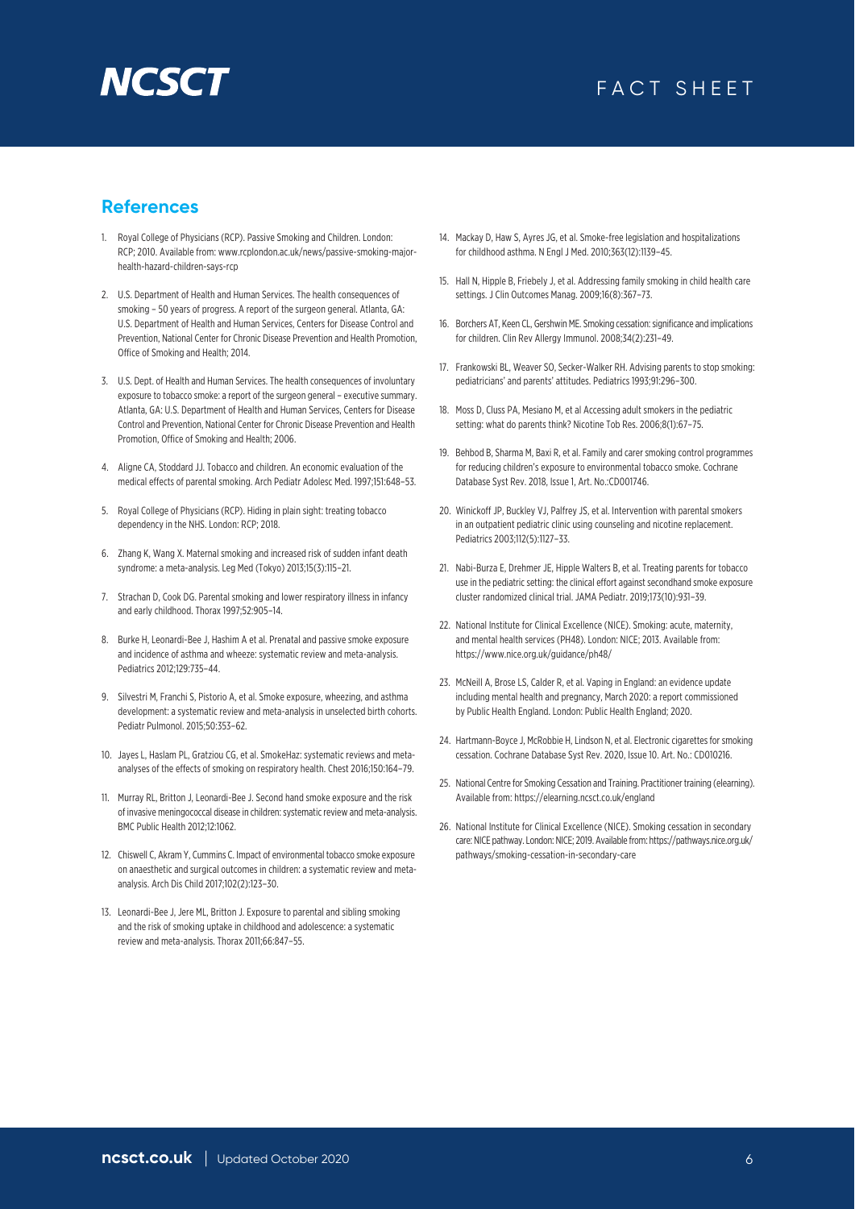## References

1. Royal College of Physicians (RCP). Passive Smoking and Children. London: RCP; 2010. Available from: www.rcplondon.ac.uk/news/passive-smoking-major-health-hazard-children-says-rcp

2. U.S. Department of Health and Human Services. The health consequences of smoking – 50 years of progress. A report of the surgeon general. Atlanta, GA: U.S. Department of Health and Human Services, Centers for Disease Control and Prevention, National Center for Chronic Disease Prevention and Health Promotion, Office of Smoking and Health; 2014.

3. U.S. Dept. of Health and Human Services. The health consequences of involuntary exposure to tobacco smoke: a report of the surgeon general – executive summary. Atlanta, GA: U.S. Department of Health and Human Services, Centers for Disease Control and Prevention, National Center for Chronic Disease Prevention and Health Promotion, Office of Smoking and Health; 2006.

4. Aligne CA, Stoddard JJ. Tobacco and children. An economic evaluation of the medical effects of parental smoking. Arch Pediatr Adolesc Med. 1997;151:648–53.

5. Royal College of Physicians (RCP). Hiding in plain sight: treating tobacco dependency in the NHS. London: RCP; 2018.

6. Zhang K, Wang X. Maternal smoking and increased risk of sudden infant death syndrome: a meta-analysis. Leg Med (Tokyo) 2013;15(3):115–21.

7. Strachan D, Cook DG. Parental smoking and lower respiratory illness in infancy and early childhood. Thorax 1997;52:905–14.

8. Burke H, Leonardi-Bee J, Hashim A et al. Prenatal and passive smoke exposure and incidence of asthma and wheeze: systematic review and meta-analysis. Pediatrics 2012;129:735–44.

9. Silvestri M, Franchi S, Pistorio A, et al. Smoke exposure, wheezing, and asthma development: a systematic review and meta-analysis in unselected birth cohorts. Pediatr Pulmonol. 2015;50:353–62.

10. Jayes L, Haslam PL, Gratziou CG, et al. SmokeHaz: systematic reviews and meta-analyses of the effects of smoking on respiratory health. Chest 2016;150:164–79.

11. Murray RL, Britton J, Leonardi-Bee J. Second hand smoke exposure and the risk of invasive meningococcal disease in children: systematic review and meta-analysis. BMC Public Health 2012;12:1062.

12. Chiswell C, Akram Y, Cummins C. Impact of environmental tobacco smoke exposure on anaesthetic and surgical outcomes in children: a systematic review and meta-analysis. Arch Dis Child 2017;102(2):123–30.

13. Leonardi-Bee J, Jere ML, Britton J. Exposure to parental and sibling smoking and the risk of smoking uptake in childhood and adolescence: a systematic review and meta-analysis. Thorax 2011;66:847–55.

14. Mackay D, Haw S, Ayres JG, et al. Smoke-free legislation and hospitalizations for childhood asthma. N Engl J Med. 2010;363(12):1139–45.

15. Hall N, Hipple B, Friebely J, et al. Addressing family smoking in child health care settings. J Clin Outcomes Manag. 2009;16(8):367–73.

16. Borchers AT, Keen CL, Gershwin ME. Smoking cessation: significance and implications for children. Clin Rev Allergy Immunol. 2008;34(2):231–49.

17. Frankowski BL, Weaver SO, Secker-Walker RH. Advising parents to stop smoking: pediatricians' and parents' attitudes. Pediatrics 1993;91:296–300.

18. Moss D, Cluss PA, Mesiano M, et al Accessing adult smokers in the pediatric setting: what do parents think? Nicotine Tob Res. 2006;8(1):67–75.

19. Behbod B, Sharma M, Baxi R, et al. Family and carer smoking control programmes for reducing children's exposure to environmental tobacco smoke. Cochrane Database Syst Rev. 2018, Issue 1, Art. No.:CD001746.

20. Winickoff JP, Buckley VJ, Palfrey JS, et al. Intervention with parental smokers in an outpatient pediatric clinic using counseling and nicotine replacement. Pediatrics 2003;112(5):1127–33.

21. Nabi-Burza E, Drehmer JE, Hipple Walters B, et al. Treating parents for tobacco use in the pediatric setting: the clinical effort against secondhand smoke exposure cluster randomized clinical trial. JAMA Pediatr. 2019;173(10):931–39.

22. National Institute for Clinical Excellence (NICE). Smoking: acute, maternity, and mental health services (PH48). London: NICE; 2013. Available from: https://www.nice.org.uk/guidance/ph48/

23. McNeill A, Brose LS, Calder R, et al. Vaping in England: an evidence update including mental health and pregnancy, March 2020: a report commissioned by Public Health England. London: Public Health England; 2020.

24. Hartmann-Boyce J, McRobbie H, Lindson N, et al. Electronic cigarettes for smoking cessation. Cochrane Database Syst Rev. 2020, Issue 10. Art. No.: CD010216.

25. National Centre for Smoking Cessation and Training. Practitioner training (elearning). Available from: https://elearning.ncsct.co.uk/england

26. National Institute for Clinical Excellence (NICE). Smoking cessation in secondary care: NICE pathway. London: NICE; 2019. Available from: https://pathways.nice.org.uk/pathways/smoking-cessation-in-secondary-care